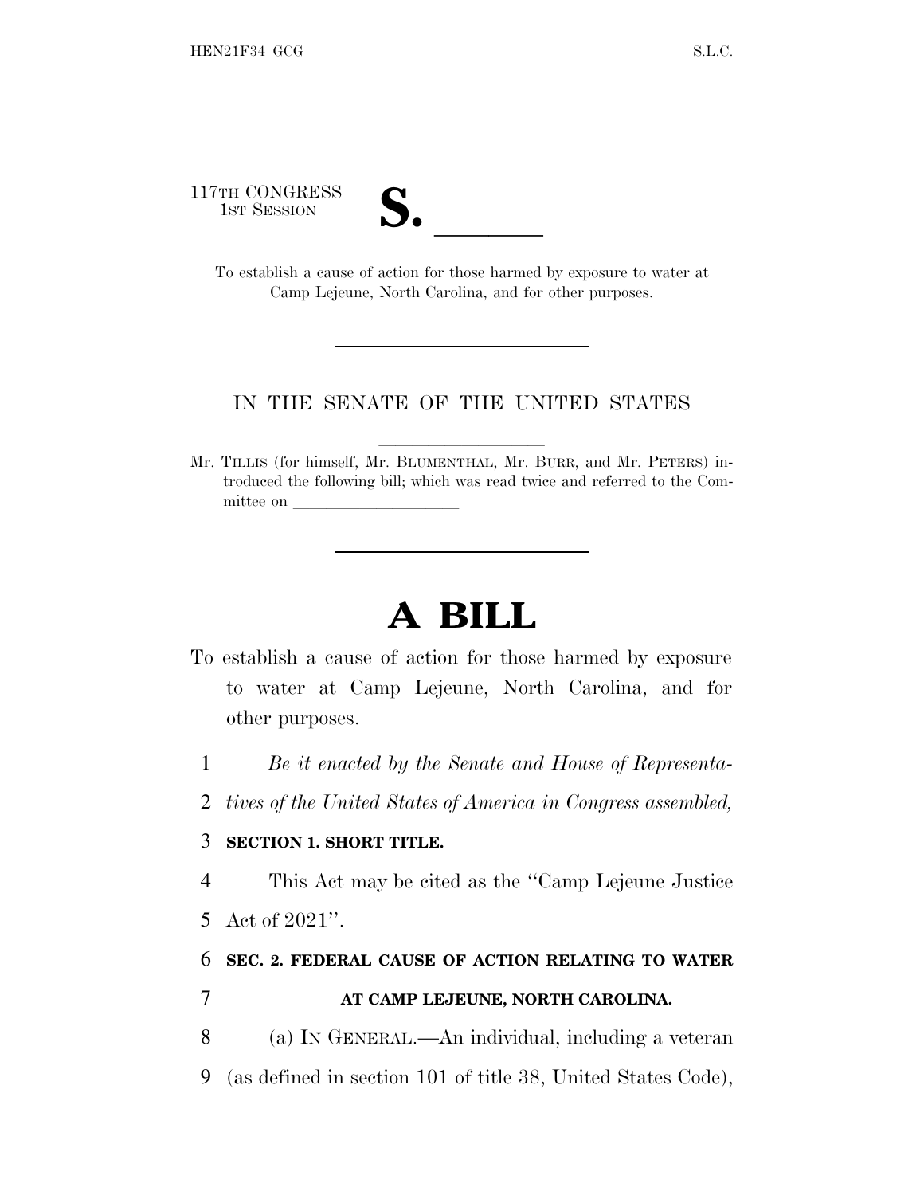117TH CONGRESS
1ST SESSION

# S. \_\_\_\_\_\_

To establish a cause of action for those harmed by exposure to water at Camp Lejeune, North Carolina, and for other purposes.

---

IN THE SENATE OF THE UNITED STATES

Mr. TILLIS (for himself, Mr. BLUMENTHAL, Mr. BURR, and Mr. PETERS) introduced the following bill; which was read twice and referred to the Committee on \_\_\_\_\_\_\_\_\_\_\_\_\_\_\_\_\_\_\_\_

---

# A BILL

To establish a cause of action for those harmed by exposure to water at Camp Lejeune, North Carolina, and for other purposes.

1 *Be it enacted by the Senate and House of Representa-*
2 *tives of the United States of America in Congress assembled,*

3 **SECTION 1. SHORT TITLE.**

4 This Act may be cited as the "Camp Lejeune Justice
5 Act of 2021".

6 **SEC. 2. FEDERAL CAUSE OF ACTION RELATING TO WATER**
7 **AT CAMP LEJEUNE, NORTH CAROLINA.**

8 (a) IN GENERAL.—An individual, including a veteran
9 (as defined in section 101 of title 38, United States Code),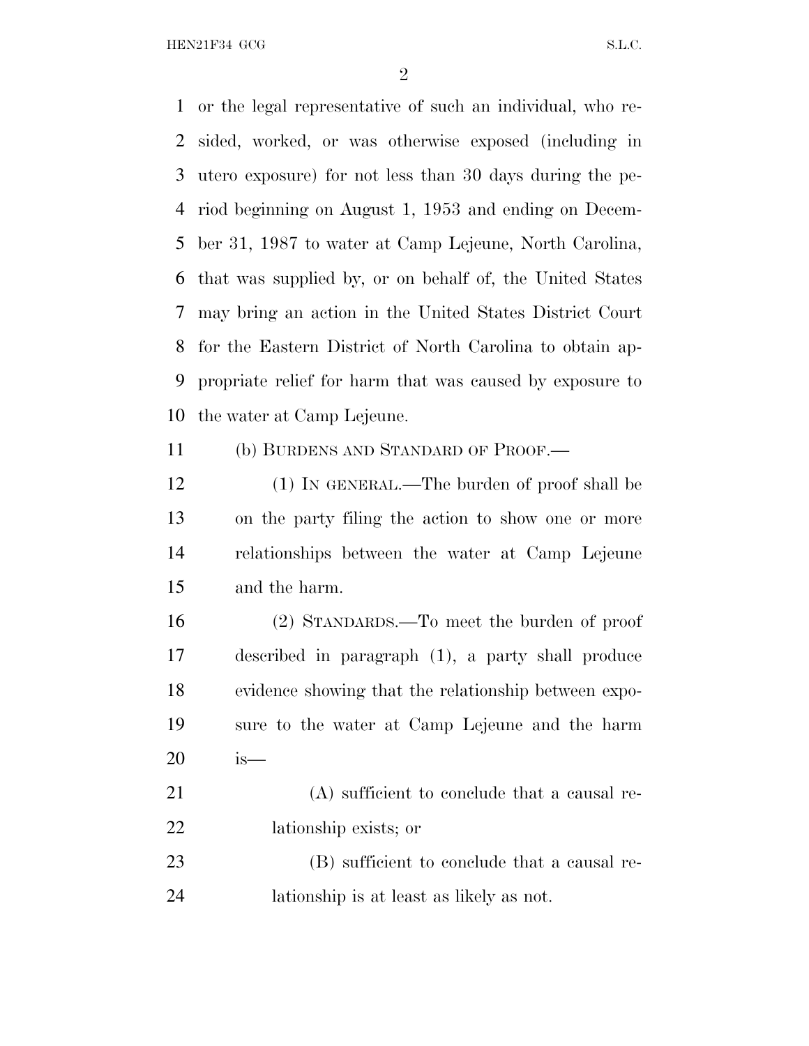or the legal representative of such an individual, who resided, worked, or was otherwise exposed (including in utero exposure) for not less than 30 days during the period beginning on August 1, 1953 and ending on December 31, 1987 to water at Camp Lejeune, North Carolina, that was supplied by, or on behalf of, the United States may bring an action in the United States District Court for the Eastern District of North Carolina to obtain appropriate relief for harm that was caused by exposure to the water at Camp Lejeune.

(b) BURDENS AND STANDARD OF PROOF.—

(1) IN GENERAL.—The burden of proof shall be on the party filing the action to show one or more relationships between the water at Camp Lejeune and the harm.

(2) STANDARDS.—To meet the burden of proof described in paragraph (1), a party shall produce evidence showing that the relationship between exposure to the water at Camp Lejeune and the harm is—

(A) sufficient to conclude that a causal relationship exists; or

(B) sufficient to conclude that a causal relationship is at least as likely as not.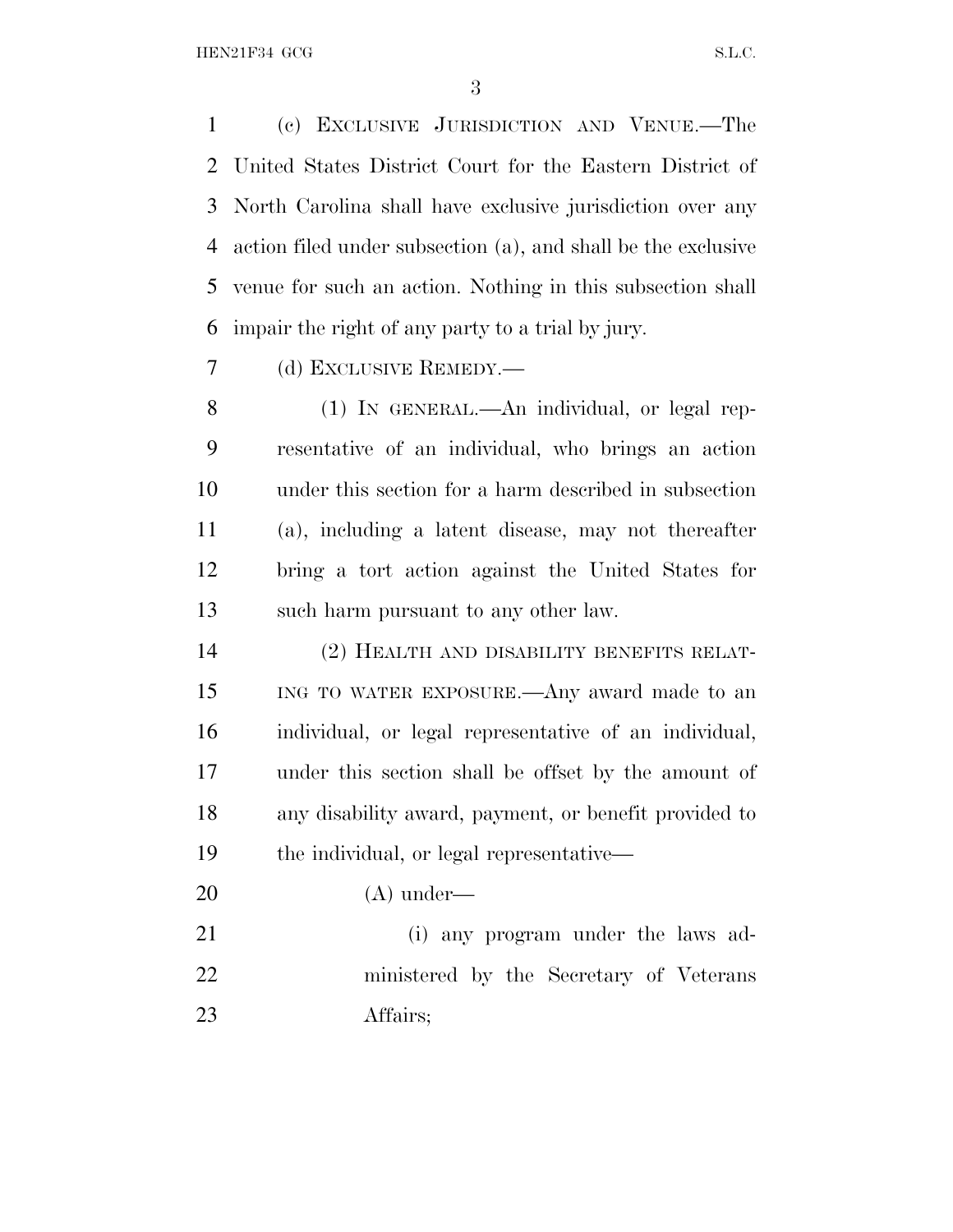(c) EXCLUSIVE JURISDICTION AND VENUE.—The United States District Court for the Eastern District of North Carolina shall have exclusive jurisdiction over any action filed under subsection (a), and shall be the exclusive venue for such an action. Nothing in this subsection shall impair the right of any party to a trial by jury.

(d) EXCLUSIVE REMEDY.—

(1) IN GENERAL.—An individual, or legal representative of an individual, who brings an action under this section for a harm described in subsection (a), including a latent disease, may not thereafter bring a tort action against the United States for such harm pursuant to any other law.

(2) HEALTH AND DISABILITY BENEFITS RELATING TO WATER EXPOSURE.—Any award made to an individual, or legal representative of an individual, under this section shall be offset by the amount of any disability award, payment, or benefit provided to the individual, or legal representative—

(A) under—

(i) any program under the laws administered by the Secretary of Veterans Affairs;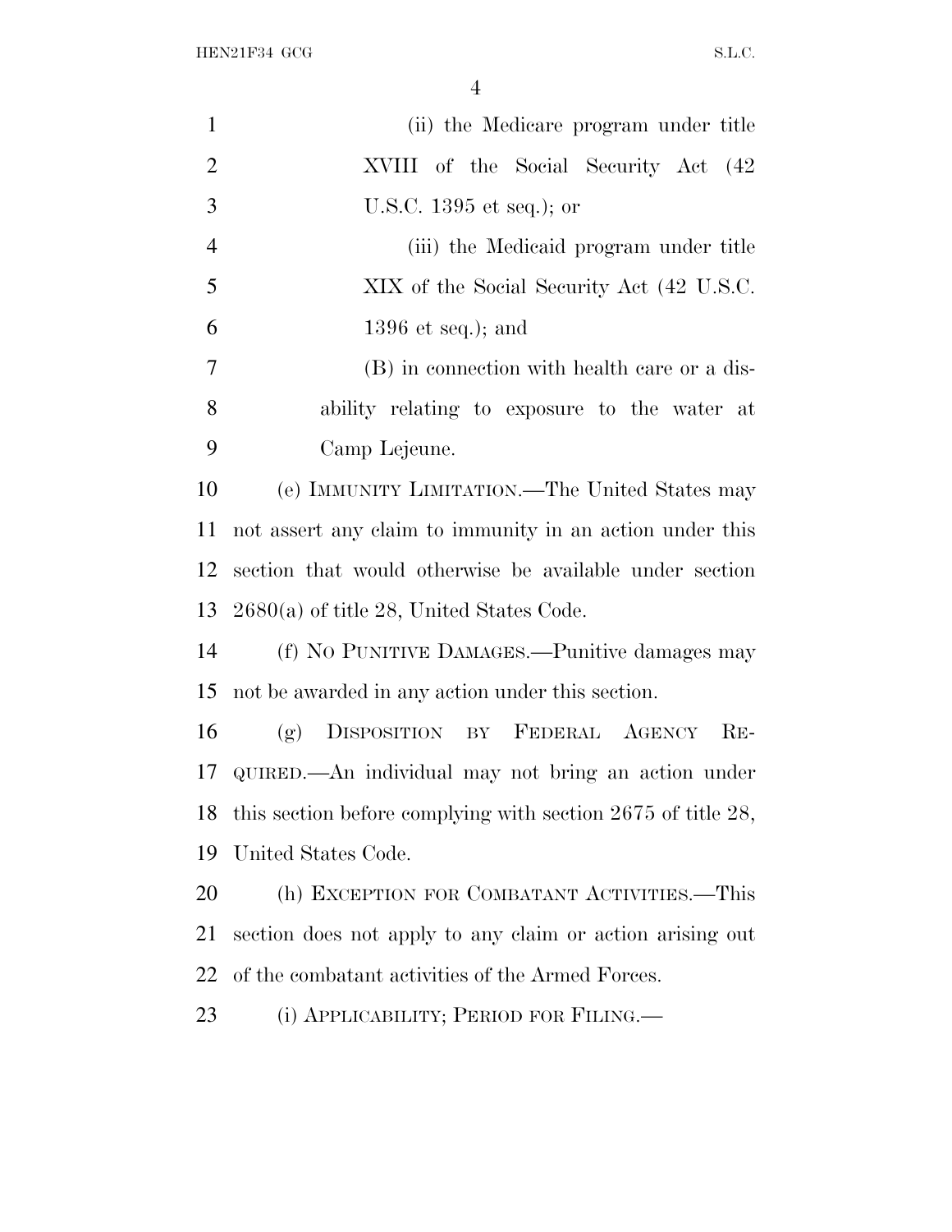(ii) the Medicare program under title XVIII of the Social Security Act (42 U.S.C. 1395 et seq.); or

(iii) the Medicaid program under title XIX of the Social Security Act (42 U.S.C. 1396 et seq.); and

(B) in connection with health care or a disability relating to exposure to the water at Camp Lejeune.

(e) IMMUNITY LIMITATION.—The United States may not assert any claim to immunity in an action under this section that would otherwise be available under section 2680(a) of title 28, United States Code.

(f) NO PUNITIVE DAMAGES.—Punitive damages may not be awarded in any action under this section.

(g) DISPOSITION BY FEDERAL AGENCY REQUIRED.—An individual may not bring an action under this section before complying with section 2675 of title 28, United States Code.

(h) EXCEPTION FOR COMBATANT ACTIVITIES.—This section does not apply to any claim or action arising out of the combatant activities of the Armed Forces.

(i) APPLICABILITY; PERIOD FOR FILING.—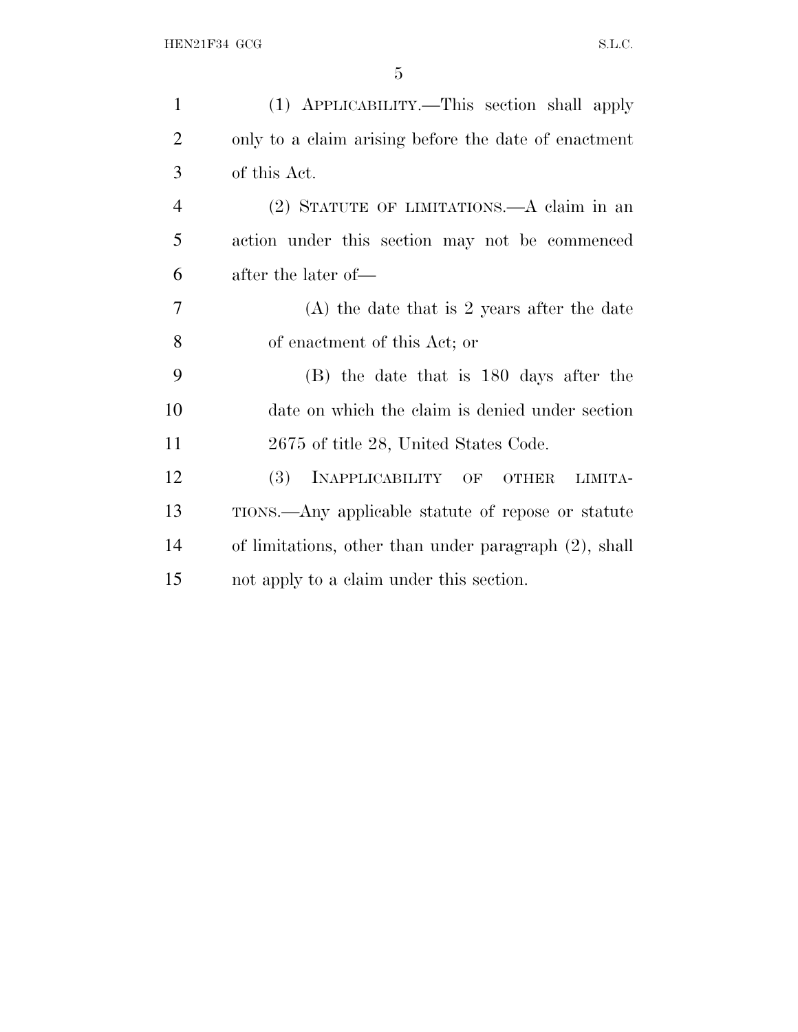(1) APPLICABILITY.—This section shall apply only to a claim arising before the date of enactment of this Act.

(2) STATUTE OF LIMITATIONS.—A claim in an action under this section may not be commenced after the later of—

(A) the date that is 2 years after the date of enactment of this Act; or

(B) the date that is 180 days after the date on which the claim is denied under section 2675 of title 28, United States Code.

(3) INAPPLICABILITY OF OTHER LIMITATIONS.—Any applicable statute of repose or statute of limitations, other than under paragraph (2), shall not apply to a claim under this section.